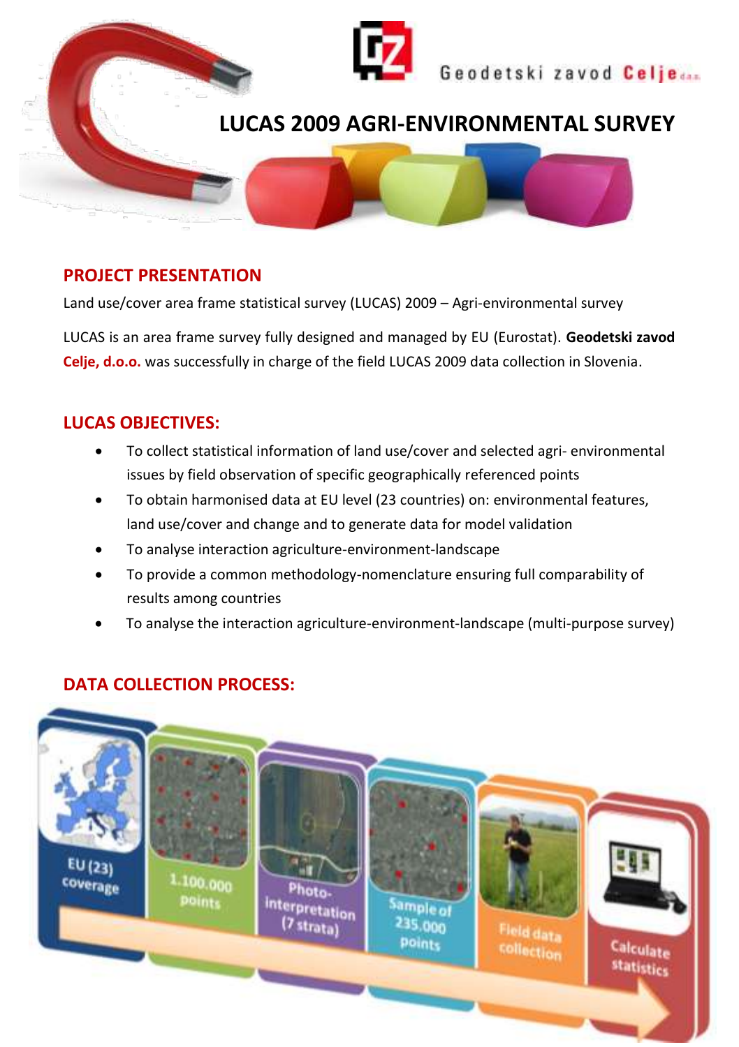Geodetski zavod Celje d.o.o.

# LUCAS 2009 AGRI-ENVIRONMENTAL SURVEY

## PROJECT PRESENTATION

Land use/cover area frame statistical survey (LUCAS) 2009 – Agri-environmental survey

LUCAS is an area frame survey fully designed and managed by EU (Eurostat). **Geodetski zavod Celje, d.o.o.** was successfully in charge of the field LUCAS 2009 data collection in Slovenia.

## LUCAS OBJECTIVES:

- To collect statistical information of land use/cover and selected agri- environmental issues by field observation of specific geographically referenced points
- To obtain harmonised data at EU level (23 countries) on: environmental features, land use/cover and change and to generate data for model validation
- To analyse interaction agriculture-environment-landscape
- To provide a common methodology-nomenclature ensuring full comparability of results among countries
- To analyse the interaction agriculture-environment-landscape (multi-purpose survey)

## DATA COLLECTION PROCESS:

EU (23) coverage

1.100.000 points

Photo-interpretation (7 strata)

Sample of 235.000 points

Field data collection

Calculate statistics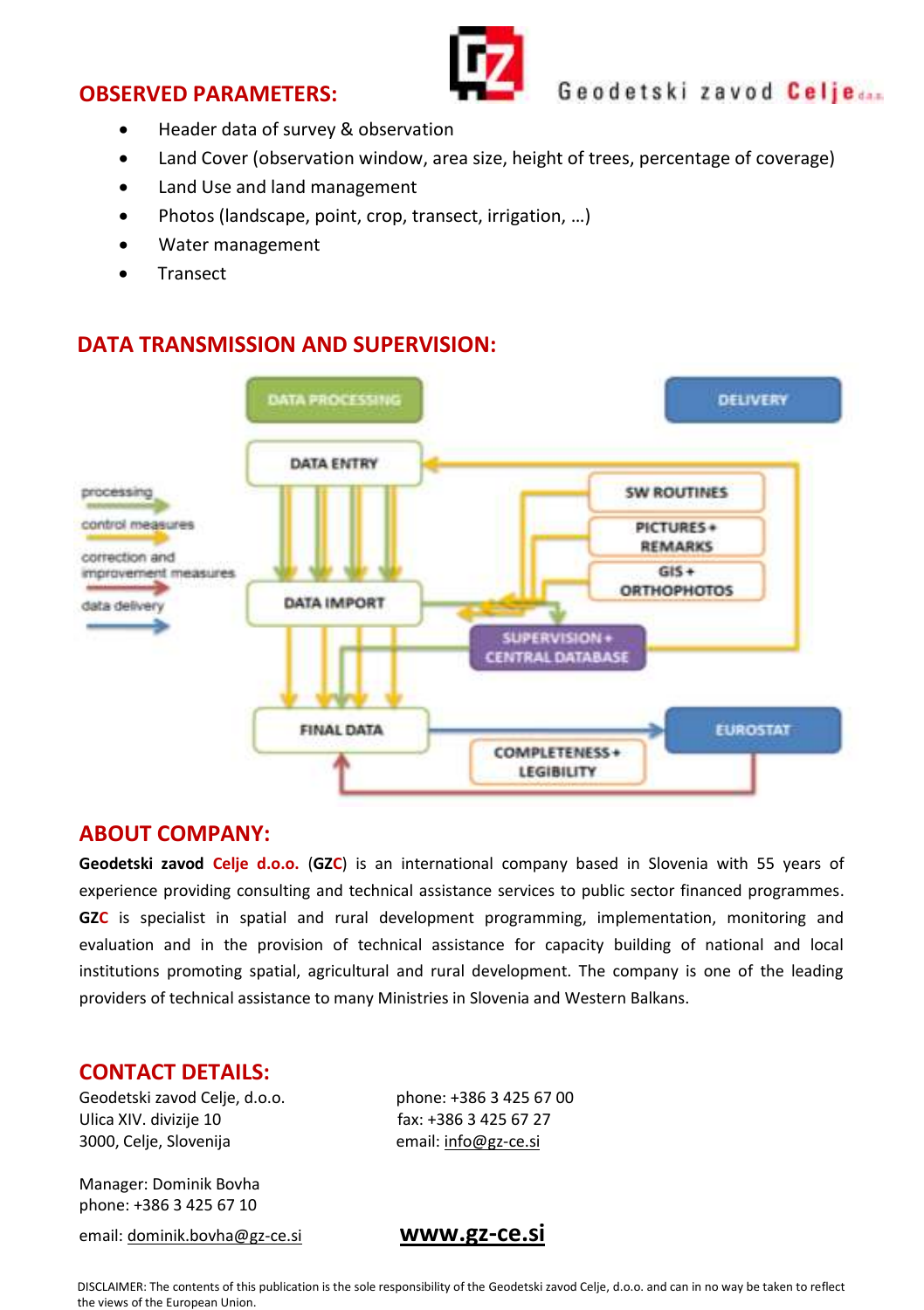## OBSERVED PARAMETERS:

Geodetski zavod Celje d.o.o.

- Header data of survey & observation
- Land Cover (observation window, area size, height of trees, percentage of coverage)
- Land Use and land management
- Photos (landscape, point, crop, transect, irrigation, …)
- Water management
- Transect

## DATA TRANSMISSION AND SUPERVISION:

DATA PROCESSING

DELIVERY

processing

control measures

correction and improvement measures

data delivery

DATA ENTRY

SW ROUTINES

PICTURES + REMARKS

GIS + ORTHOPHOTOS

DATA IMPORT

SUPERVISION + CENTRAL DATABASE

FINAL DATA

EUROSTAT

COMPLETENESS + LEGIBILITY

## ABOUT COMPANY:

**Geodetski zavod Celje d.o.o.** (**GZC**) is an international company based in Slovenia with 55 years of experience providing consulting and technical assistance services to public sector financed programmes. **GZC** is specialist in spatial and rural development programming, implementation, monitoring and evaluation and in the provision of technical assistance for capacity building of national and local institutions promoting spatial, agricultural and rural development. The company is one of the leading providers of technical assistance to many Ministries in Slovenia and Western Balkans.

## CONTACT DETAILS:

Geodetski zavod Celje, d.o.o.
Ulica XIV. divizije 10
3000, Celje, Slovenija

phone: +386 3 425 67 00
fax: +386 3 425 67 27
email: info@gz-ce.si

Manager: Dominik Bovha
phone: +386 3 425 67 10
email: dominik.bovha@gz-ce.si

**www.gz-ce.si**

DISCLAIMER: The contents of this publication is the sole responsibility of the Geodetski zavod Celje, d.o.o. and can in no way be taken to reflect the views of the European Union.